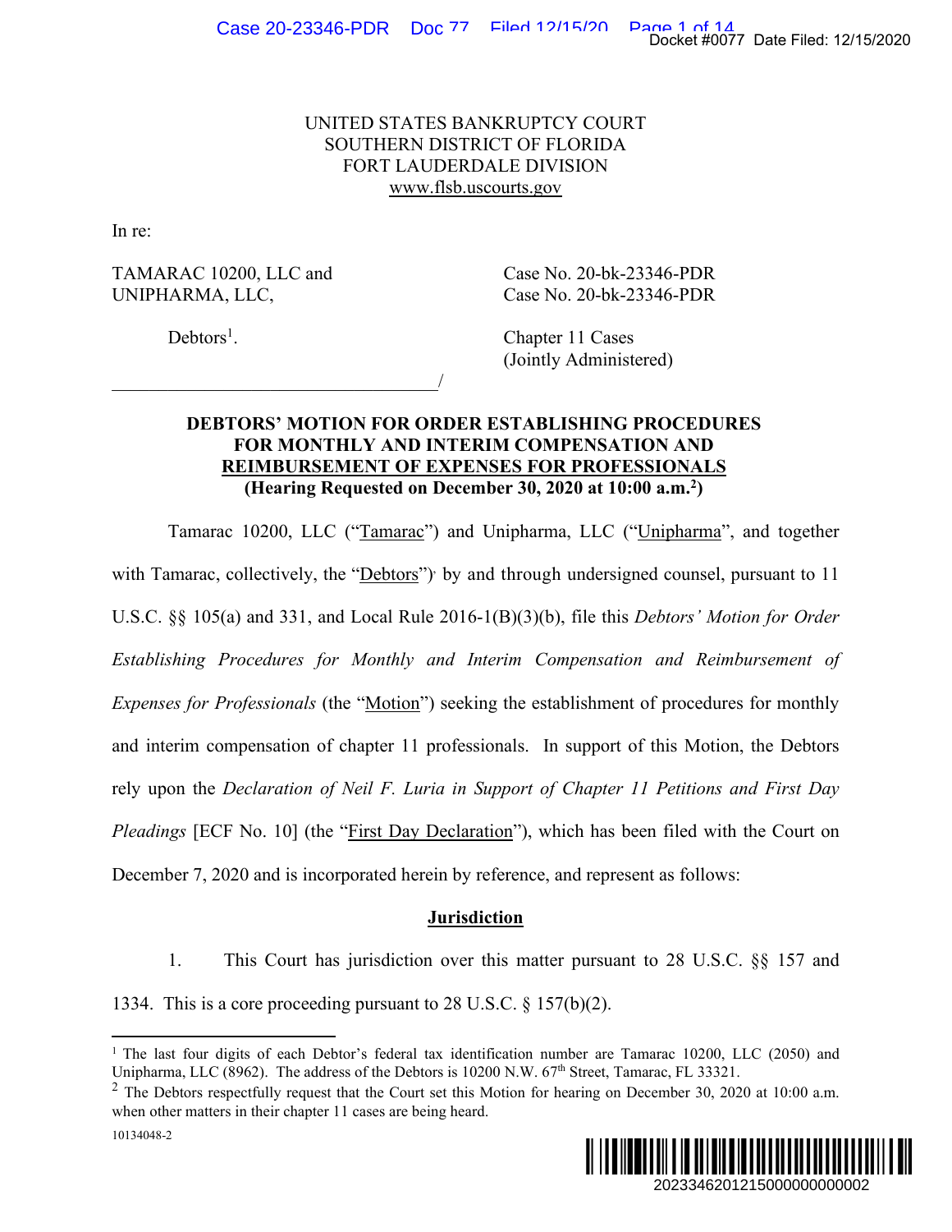UNITED STATES BANKRUPTCY COURT
SOUTHERN DISTRICT OF FLORIDA
FORT LAUDERDALE DIVISION
www.flsb.uscourts.gov

In re:

TAMARAC 10200, LLC and
UNIPHARMA, LLC,

Debtors[1].

Case No. 20-bk-23346-PDR
Case No. 20-bk-23346-PDR

Chapter 11 Cases
(Jointly Administered)

______________________________________/

## DEBTORS' MOTION FOR ORDER ESTABLISHING PROCEDURES FOR MONTHLY AND INTERIM COMPENSATION AND REIMBURSEMENT OF EXPENSES FOR PROFESSIONALS (Hearing Requested on December 30, 2020 at 10:00 a.m.[2])

Tamarac 10200, LLC ("Tamarac") and Unipharma, LLC ("Unipharma", and together with Tamarac, collectively, the "Debtors"), by and through undersigned counsel, pursuant to 11 U.S.C. §§ 105(a) and 331, and Local Rule 2016-1(B)(3)(b), file this *Debtors' Motion for Order Establishing Procedures for Monthly and Interim Compensation and Reimbursement of Expenses for Professionals* (the "Motion") seeking the establishment of procedures for monthly and interim compensation of chapter 11 professionals. In support of this Motion, the Debtors rely upon the *Declaration of Neil F. Luria in Support of Chapter 11 Petitions and First Day Pleadings* [ECF No. 10] (the "First Day Declaration"), which has been filed with the Court on December 7, 2020 and is incorporated herein by reference, and represent as follows:

**Jurisdiction**

1. This Court has jurisdiction over this matter pursuant to 28 U.S.C. §§ 157 and 1334. This is a core proceeding pursuant to 28 U.S.C. § 157(b)(2).

---

[1] The last four digits of each Debtor's federal tax identification number are Tamarac 10200, LLC (2050) and Unipharma, LLC (8962). The address of the Debtors is 10200 N.W. 67th Street, Tamarac, FL 33321.

[2] The Debtors respectfully request that the Court set this Motion for hearing on December 30, 2020 at 10:00 a.m. when other matters in their chapter 11 cases are being heard.

10134048-2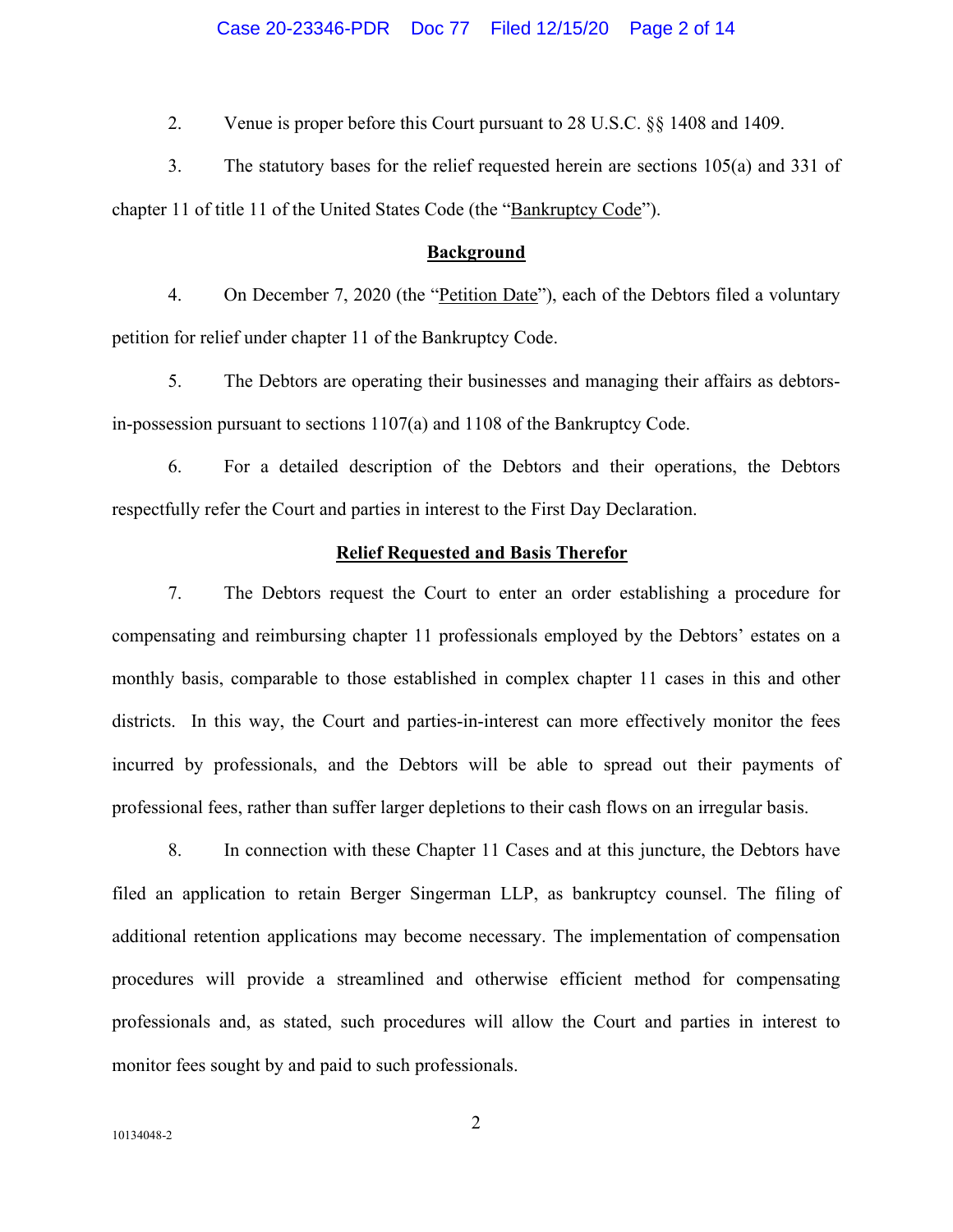2. Venue is proper before this Court pursuant to 28 U.S.C. §§ 1408 and 1409.

3. The statutory bases for the relief requested herein are sections 105(a) and 331 of chapter 11 of title 11 of the United States Code (the "Bankruptcy Code").

**Background**

4. On December 7, 2020 (the "Petition Date"), each of the Debtors filed a voluntary petition for relief under chapter 11 of the Bankruptcy Code.

5. The Debtors are operating their businesses and managing their affairs as debtors-in-possession pursuant to sections 1107(a) and 1108 of the Bankruptcy Code.

6. For a detailed description of the Debtors and their operations, the Debtors respectfully refer the Court and parties in interest to the First Day Declaration.

**Relief Requested and Basis Therefor**

7. The Debtors request the Court to enter an order establishing a procedure for compensating and reimbursing chapter 11 professionals employed by the Debtors' estates on a monthly basis, comparable to those established in complex chapter 11 cases in this and other districts. In this way, the Court and parties-in-interest can more effectively monitor the fees incurred by professionals, and the Debtors will be able to spread out their payments of professional fees, rather than suffer larger depletions to their cash flows on an irregular basis.

8. In connection with these Chapter 11 Cases and at this juncture, the Debtors have filed an application to retain Berger Singerman LLP, as bankruptcy counsel. The filing of additional retention applications may become necessary. The implementation of compensation procedures will provide a streamlined and otherwise efficient method for compensating professionals and, as stated, such procedures will allow the Court and parties in interest to monitor fees sought by and paid to such professionals.

10134048-2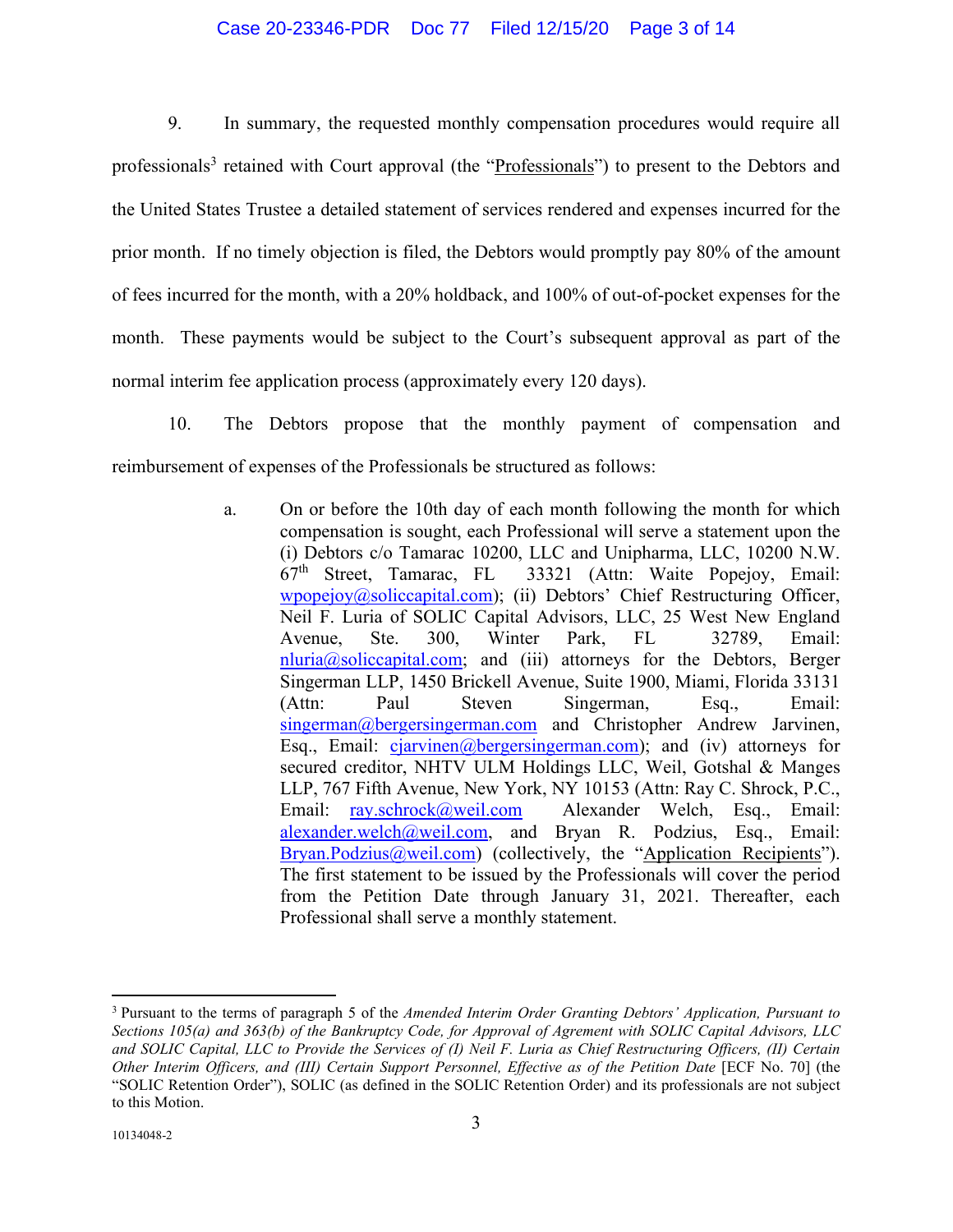9. In summary, the requested monthly compensation procedures would require all professionals[3] retained with Court approval (the "Professionals") to present to the Debtors and the United States Trustee a detailed statement of services rendered and expenses incurred for the prior month. If no timely objection is filed, the Debtors would promptly pay 80% of the amount of fees incurred for the month, with a 20% holdback, and 100% of out-of-pocket expenses for the month. These payments would be subject to the Court's subsequent approval as part of the normal interim fee application process (approximately every 120 days).

10. The Debtors propose that the monthly payment of compensation and reimbursement of expenses of the Professionals be structured as follows:

a. On or before the 10th day of each month following the month for which compensation is sought, each Professional will serve a statement upon the (i) Debtors c/o Tamarac 10200, LLC and Unipharma, LLC, 10200 N.W. 67th Street, Tamarac, FL 33321 (Attn: Waite Popejoy, Email: wpopejoy@soliccapital.com); (ii) Debtors' Chief Restructuring Officer, Neil F. Luria of SOLIC Capital Advisors, LLC, 25 West New England Avenue, Ste. 300, Winter Park, FL 32789, Email: nluria@soliccapital.com; and (iii) attorneys for the Debtors, Berger Singerman LLP, 1450 Brickell Avenue, Suite 1900, Miami, Florida 33131 (Attn: Paul Steven Singerman, Esq., Email: singerman@bergersingerman.com and Christopher Andrew Jarvinen, Esq., Email: cjarvinen@bergersingerman.com); and (iv) attorneys for secured creditor, NHTV ULM Holdings LLC, Weil, Gotshal & Manges LLP, 767 Fifth Avenue, New York, NY 10153 (Attn: Ray C. Shrock, P.C., Email: ray.schrock@weil.com Alexander Welch, Esq., Email: alexander.welch@weil.com, and Bryan R. Podzius, Esq., Email: Bryan.Podzius@weil.com) (collectively, the "Application Recipients"). The first statement to be issued by the Professionals will cover the period from the Petition Date through January 31, 2021. Thereafter, each Professional shall serve a monthly statement.

---

[3] Pursuant to the terms of paragraph 5 of the *Amended Interim Order Granting Debtors' Application, Pursuant to Sections 105(a) and 363(b) of the Bankruptcy Code, for Approval of Agrement with SOLIC Capital Advisors, LLC and SOLIC Capital, LLC to Provide the Services of (I) Neil F. Luria as Chief Restructuring Officers, (II) Certain Other Interim Officers, and (III) Certain Support Personnel, Effective as of the Petition Date* [ECF No. 70] (the "SOLIC Retention Order"), SOLIC (as defined in the SOLIC Retention Order) and its professionals are not subject to this Motion.

10134048-2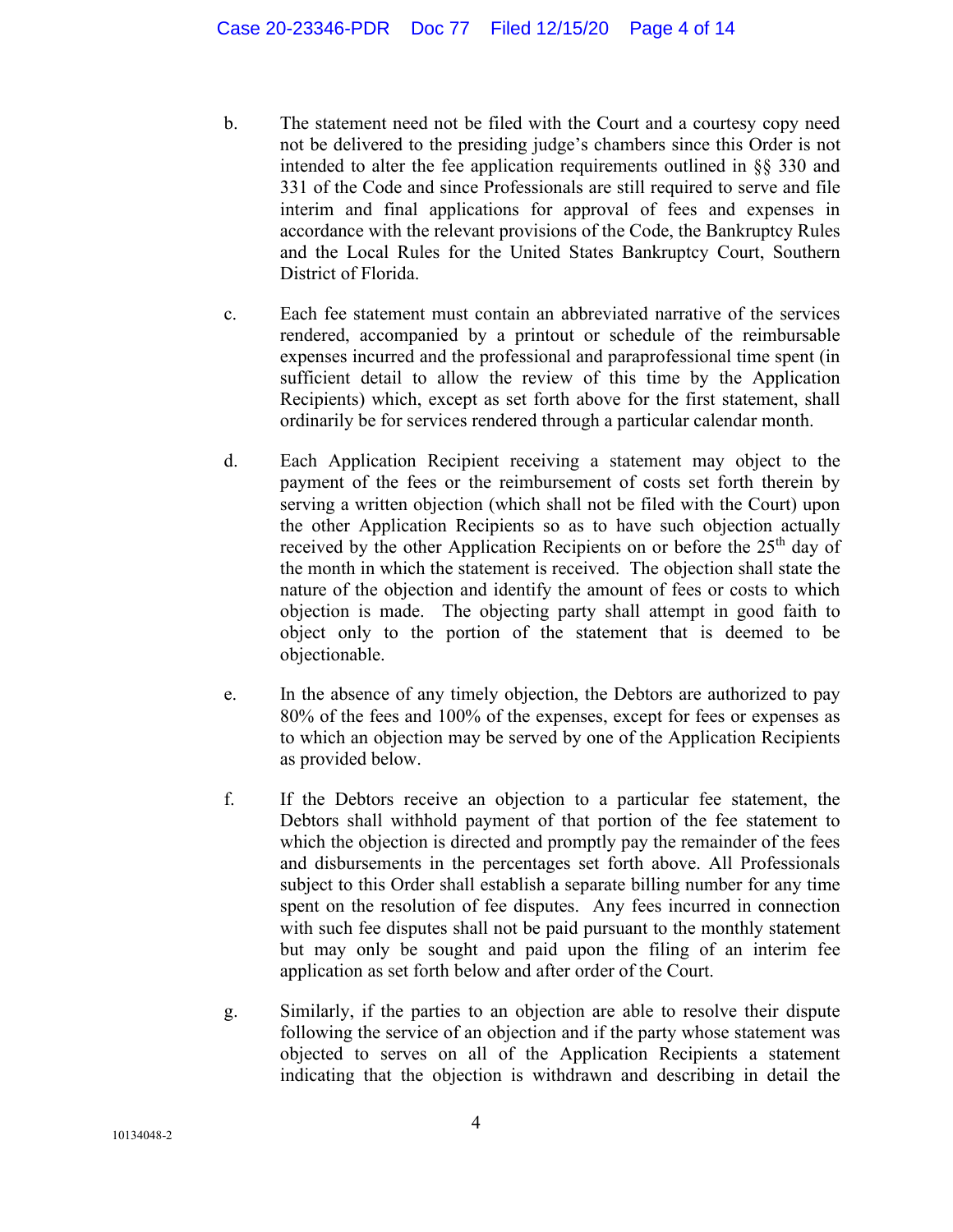b. The statement need not be filed with the Court and a courtesy copy need not be delivered to the presiding judge's chambers since this Order is not intended to alter the fee application requirements outlined in §§ 330 and 331 of the Code and since Professionals are still required to serve and file interim and final applications for approval of fees and expenses in accordance with the relevant provisions of the Code, the Bankruptcy Rules and the Local Rules for the United States Bankruptcy Court, Southern District of Florida.

c. Each fee statement must contain an abbreviated narrative of the services rendered, accompanied by a printout or schedule of the reimbursable expenses incurred and the professional and paraprofessional time spent (in sufficient detail to allow the review of this time by the Application Recipients) which, except as set forth above for the first statement, shall ordinarily be for services rendered through a particular calendar month.

d. Each Application Recipient receiving a statement may object to the payment of the fees or the reimbursement of costs set forth therein by serving a written objection (which shall not be filed with the Court) upon the other Application Recipients so as to have such objection actually received by the other Application Recipients on or before the 25th day of the month in which the statement is received. The objection shall state the nature of the objection and identify the amount of fees or costs to which objection is made. The objecting party shall attempt in good faith to object only to the portion of the statement that is deemed to be objectionable.

e. In the absence of any timely objection, the Debtors are authorized to pay 80% of the fees and 100% of the expenses, except for fees or expenses as to which an objection may be served by one of the Application Recipients as provided below.

f. If the Debtors receive an objection to a particular fee statement, the Debtors shall withhold payment of that portion of the fee statement to which the objection is directed and promptly pay the remainder of the fees and disbursements in the percentages set forth above. All Professionals subject to this Order shall establish a separate billing number for any time spent on the resolution of fee disputes. Any fees incurred in connection with such fee disputes shall not be paid pursuant to the monthly statement but may only be sought and paid upon the filing of an interim fee application as set forth below and after order of the Court.

g. Similarly, if the parties to an objection are able to resolve their dispute following the service of an objection and if the party whose statement was objected to serves on all of the Application Recipients a statement indicating that the objection is withdrawn and describing in detail the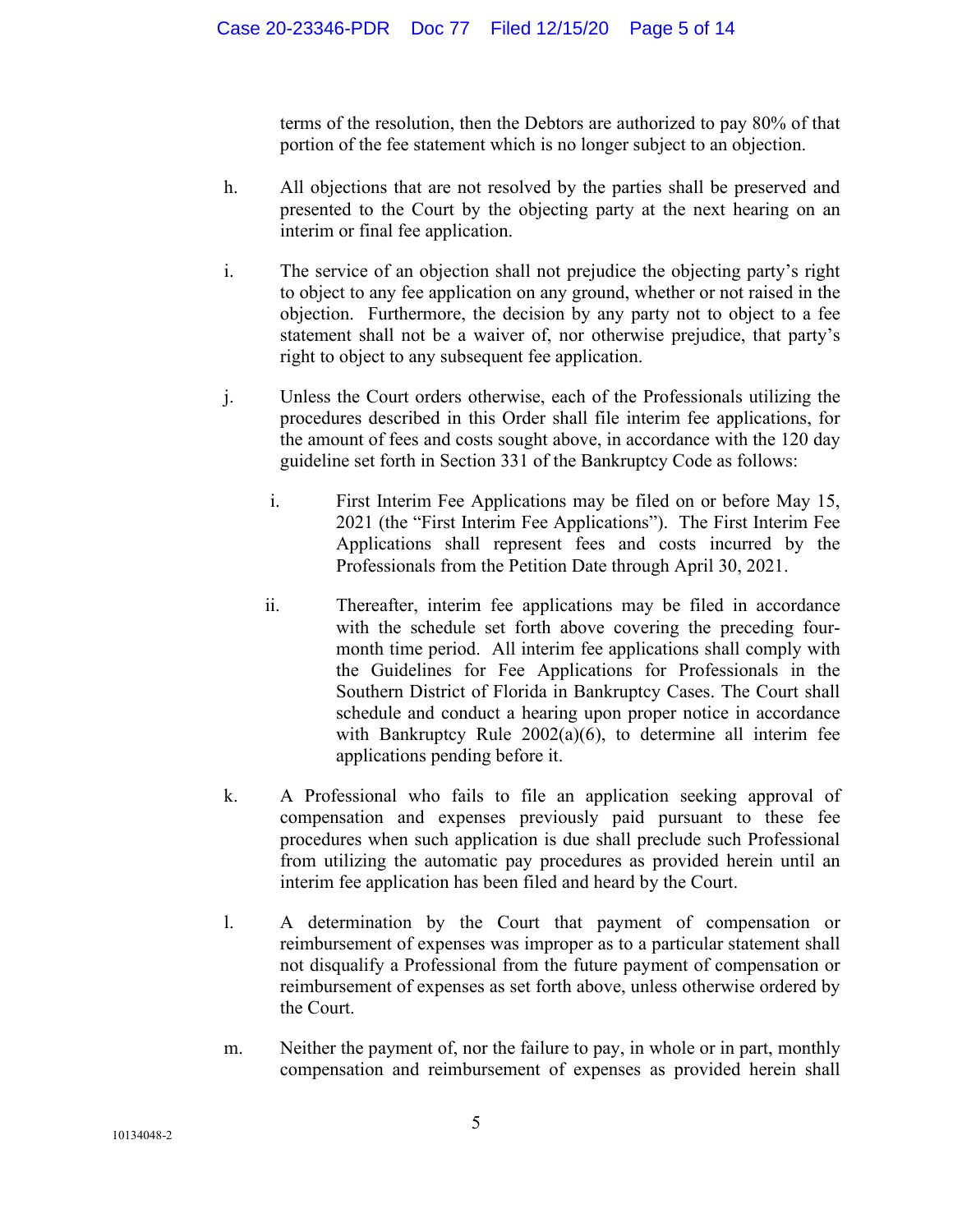terms of the resolution, then the Debtors are authorized to pay 80% of that portion of the fee statement which is no longer subject to an objection.

h. All objections that are not resolved by the parties shall be preserved and presented to the Court by the objecting party at the next hearing on an interim or final fee application.

i. The service of an objection shall not prejudice the objecting party's right to object to any fee application on any ground, whether or not raised in the objection. Furthermore, the decision by any party not to object to a fee statement shall not be a waiver of, nor otherwise prejudice, that party's right to object to any subsequent fee application.

j. Unless the Court orders otherwise, each of the Professionals utilizing the procedures described in this Order shall file interim fee applications, for the amount of fees and costs sought above, in accordance with the 120 day guideline set forth in Section 331 of the Bankruptcy Code as follows:

   i. First Interim Fee Applications may be filed on or before May 15, 2021 (the "First Interim Fee Applications"). The First Interim Fee Applications shall represent fees and costs incurred by the Professionals from the Petition Date through April 30, 2021.

   ii. Thereafter, interim fee applications may be filed in accordance with the schedule set forth above covering the preceding four-month time period. All interim fee applications shall comply with the Guidelines for Fee Applications for Professionals in the Southern District of Florida in Bankruptcy Cases. The Court shall schedule and conduct a hearing upon proper notice in accordance with Bankruptcy Rule 2002(a)(6), to determine all interim fee applications pending before it.

k. A Professional who fails to file an application seeking approval of compensation and expenses previously paid pursuant to these fee procedures when such application is due shall preclude such Professional from utilizing the automatic pay procedures as provided herein until an interim fee application has been filed and heard by the Court.

l. A determination by the Court that payment of compensation or reimbursement of expenses was improper as to a particular statement shall not disqualify a Professional from the future payment of compensation or reimbursement of expenses as set forth above, unless otherwise ordered by the Court.

m. Neither the payment of, nor the failure to pay, in whole or in part, monthly compensation and reimbursement of expenses as provided herein shall

10134048-2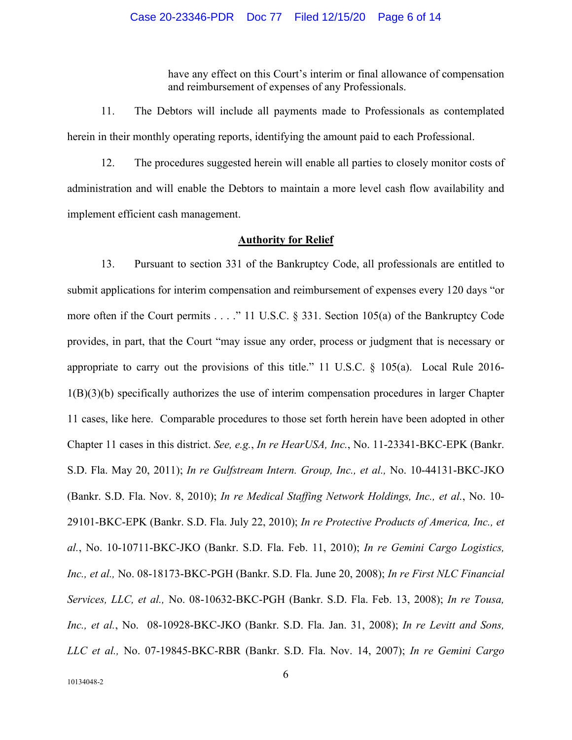have any effect on this Court's interim or final allowance of compensation and reimbursement of expenses of any Professionals.

11. The Debtors will include all payments made to Professionals as contemplated herein in their monthly operating reports, identifying the amount paid to each Professional.

12. The procedures suggested herein will enable all parties to closely monitor costs of administration and will enable the Debtors to maintain a more level cash flow availability and implement efficient cash management.

**Authority for Relief**

13. Pursuant to section 331 of the Bankruptcy Code, all professionals are entitled to submit applications for interim compensation and reimbursement of expenses every 120 days "or more often if the Court permits . . . ." 11 U.S.C. § 331. Section 105(a) of the Bankruptcy Code provides, in part, that the Court "may issue any order, process or judgment that is necessary or appropriate to carry out the provisions of this title." 11 U.S.C. § 105(a). Local Rule 2016-1(B)(3)(b) specifically authorizes the use of interim compensation procedures in larger Chapter 11 cases, like here. Comparable procedures to those set forth herein have been adopted in other Chapter 11 cases in this district. *See, e.g.*, *In re HearUSA, Inc.*, No. 11-23341-BKC-EPK (Bankr. S.D. Fla. May 20, 2011); *In re Gulfstream Intern. Group, Inc., et al.,* No. 10-44131-BKC-JKO (Bankr. S.D. Fla. Nov. 8, 2010); *In re Medical Staffing Network Holdings, Inc., et al.*, No. 10-29101-BKC-EPK (Bankr. S.D. Fla. July 22, 2010); *In re Protective Products of America, Inc., et al.*, No. 10-10711-BKC-JKO (Bankr. S.D. Fla. Feb. 11, 2010); *In re Gemini Cargo Logistics, Inc., et al.,* No. 08-18173-BKC-PGH (Bankr. S.D. Fla. June 20, 2008); *In re First NLC Financial Services, LLC, et al.,* No. 08-10632-BKC-PGH (Bankr. S.D. Fla. Feb. 13, 2008); *In re Tousa, Inc., et al.*, No. 08-10928-BKC-JKO (Bankr. S.D. Fla. Jan. 31, 2008); *In re Levitt and Sons, LLC et al.,* No. 07-19845-BKC-RBR (Bankr. S.D. Fla. Nov. 14, 2007); *In re Gemini Cargo*

10134048-2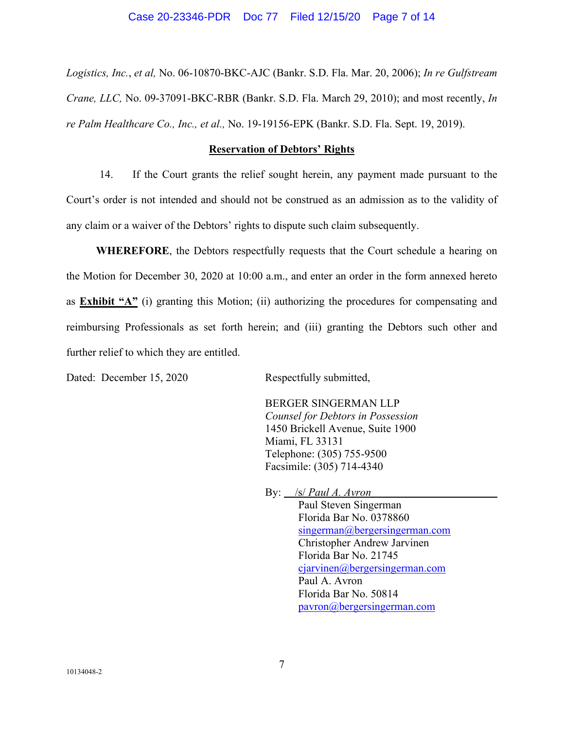*Logistics, Inc.*, *et al,* No. 06-10870-BKC-AJC (Bankr. S.D. Fla. Mar. 20, 2006); *In re Gulfstream Crane, LLC,* No. 09-37091-BKC-RBR (Bankr. S.D. Fla. March 29, 2010); and most recently, *In re Palm Healthcare Co., Inc., et al.,* No. 19-19156-EPK (Bankr. S.D. Fla. Sept. 19, 2019).

**Reservation of Debtors' Rights**

14. If the Court grants the relief sought herein, any payment made pursuant to the Court's order is not intended and should not be construed as an admission as to the validity of any claim or a waiver of the Debtors' rights to dispute such claim subsequently.

**WHEREFORE**, the Debtors respectfully requests that the Court schedule a hearing on the Motion for December 30, 2020 at 10:00 a.m., and enter an order in the form annexed hereto as **Exhibit "A"** (i) granting this Motion; (ii) authorizing the procedures for compensating and reimbursing Professionals as set forth herein; and (iii) granting the Debtors such other and further relief to which they are entitled.

Dated: December 15, 2020

Respectfully submitted,

BERGER SINGERMAN LLP
*Counsel for Debtors in Possession*
1450 Brickell Avenue, Suite 1900
Miami, FL 33131
Telephone: (305) 755-9500
Facsimile: (305) 714-4340

By: /s/ *Paul A. Avron*
Paul Steven Singerman
Florida Bar No. 0378860
singerman@bergersingerman.com
Christopher Andrew Jarvinen
Florida Bar No. 21745
cjarvinen@bergersingerman.com
Paul A. Avron
Florida Bar No. 50814
pavron@bergersingerman.com

10134048-2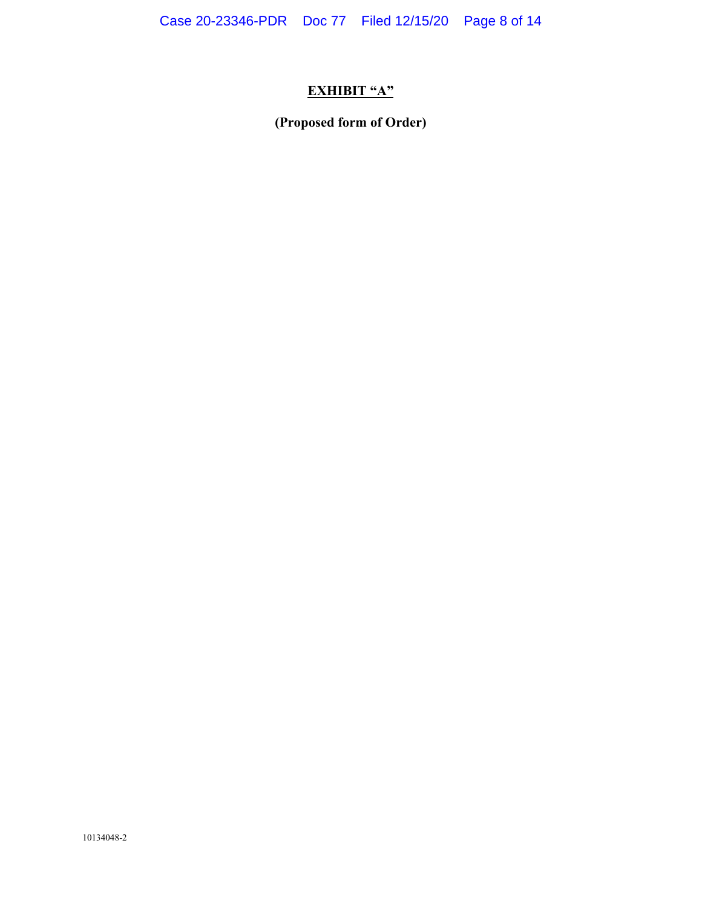# EXHIBIT "A"

**(Proposed form of Order)**

10134048-2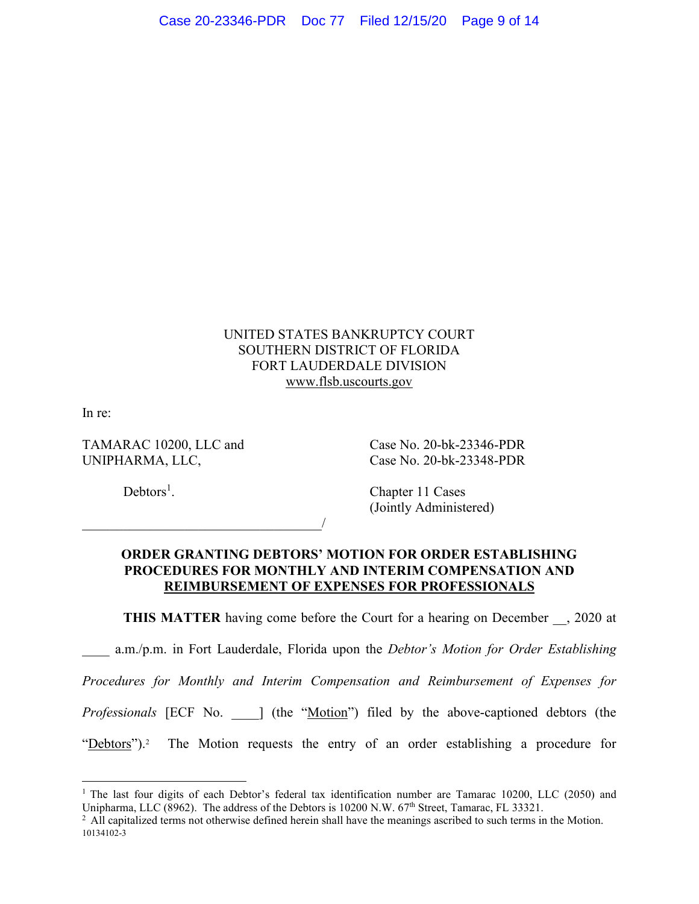UNITED STATES BANKRUPTCY COURT
SOUTHERN DISTRICT OF FLORIDA
FORT LAUDERDALE DIVISION
www.flsb.uscourts.gov

In re:

TAMARAC 10200, LLC and
UNIPHARMA, LLC,

Debtors[1].

Case No. 20-bk-23346-PDR
Case No. 20-bk-23348-PDR

Chapter 11 Cases
(Jointly Administered)

_________________________________/

**ORDER GRANTING DEBTORS' MOTION FOR ORDER ESTABLISHING PROCEDURES FOR MONTHLY AND INTERIM COMPENSATION AND REIMBURSEMENT OF EXPENSES FOR PROFESSIONALS**

**THIS MATTER** having come before the Court for a hearing on December __, 2020 at ____ a.m./p.m. in Fort Lauderdale, Florida upon the *Debtor's Motion for Order Establishing Procedures for Monthly and Interim Compensation and Reimbursement of Expenses for Professionals* [ECF No. ____] (the "Motion") filed by the above-captioned debtors (the "Debtors").[2] The Motion requests the entry of an order establishing a procedure for

---

[1] The last four digits of each Debtor's federal tax identification number are Tamarac 10200, LLC (2050) and Unipharma, LLC (8962). The address of the Debtors is 10200 N.W. 67th Street, Tamarac, FL 33321.

[2] All capitalized terms not otherwise defined herein shall have the meanings ascribed to such terms in the Motion.

10134102-3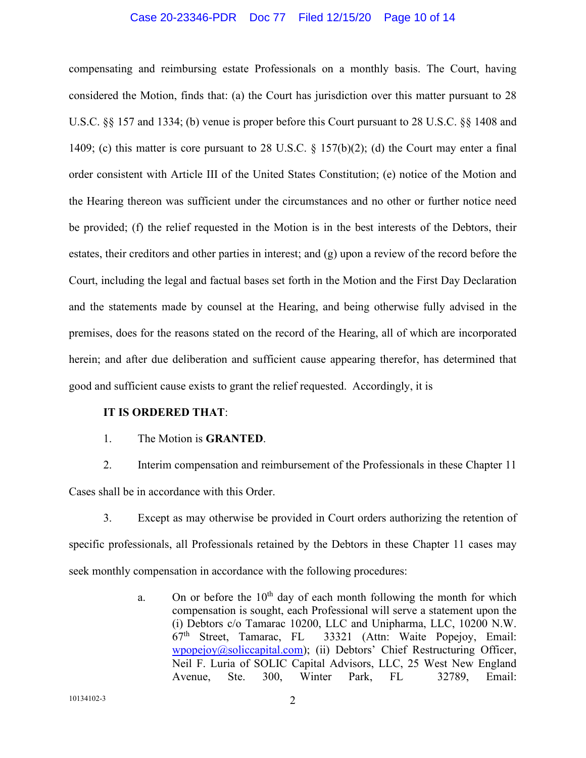compensating and reimbursing estate Professionals on a monthly basis. The Court, having considered the Motion, finds that: (a) the Court has jurisdiction over this matter pursuant to 28 U.S.C. §§ 157 and 1334; (b) venue is proper before this Court pursuant to 28 U.S.C. §§ 1408 and 1409; (c) this matter is core pursuant to 28 U.S.C. § 157(b)(2); (d) the Court may enter a final order consistent with Article III of the United States Constitution; (e) notice of the Motion and the Hearing thereon was sufficient under the circumstances and no other or further notice need be provided; (f) the relief requested in the Motion is in the best interests of the Debtors, their estates, their creditors and other parties in interest; and (g) upon a review of the record before the Court, including the legal and factual bases set forth in the Motion and the First Day Declaration and the statements made by counsel at the Hearing, and being otherwise fully advised in the premises, does for the reasons stated on the record of the Hearing, all of which are incorporated herein; and after due deliberation and sufficient cause appearing therefor, has determined that good and sufficient cause exists to grant the relief requested. Accordingly, it is

**IT IS ORDERED THAT**:

1. The Motion is **GRANTED**.

2. Interim compensation and reimbursement of the Professionals in these Chapter 11 Cases shall be in accordance with this Order.

3. Except as may otherwise be provided in Court orders authorizing the retention of specific professionals, all Professionals retained by the Debtors in these Chapter 11 cases may seek monthly compensation in accordance with the following procedures:

   a. On or before the 10th day of each month following the month for which compensation is sought, each Professional will serve a statement upon the (i) Debtors c/o Tamarac 10200, LLC and Unipharma, LLC, 10200 N.W. 67th Street, Tamarac, FL 33321 (Attn: Waite Popejoy, Email: wpopejoy@soliccapital.com); (ii) Debtors' Chief Restructuring Officer, Neil F. Luria of SOLIC Capital Advisors, LLC, 25 West New England Avenue, Ste. 300, Winter Park, FL 32789, Email:

10134102-3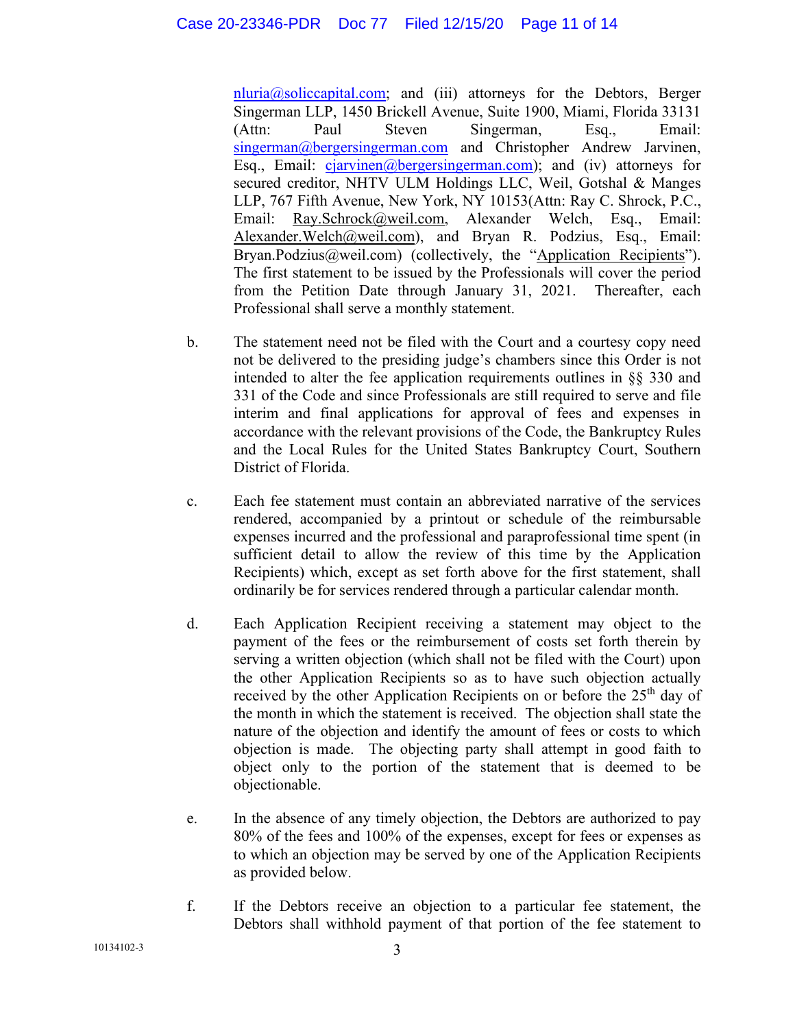nluria@soliccapital.com; and (iii) attorneys for the Debtors, Berger Singerman LLP, 1450 Brickell Avenue, Suite 1900, Miami, Florida 33131 (Attn: Paul Steven Singerman, Esq., Email: singerman@bergersingerman.com and Christopher Andrew Jarvinen, Esq., Email: cjarvinen@bergersingerman.com); and (iv) attorneys for secured creditor, NHTV ULM Holdings LLC, Weil, Gotshal & Manges LLP, 767 Fifth Avenue, New York, NY 10153(Attn: Ray C. Shrock, P.C., Email: Ray.Schrock@weil.com, Alexander Welch, Esq., Email: Alexander.Welch@weil.com), and Bryan R. Podzius, Esq., Email: Bryan.Podzius@weil.com) (collectively, the "Application Recipients"). The first statement to be issued by the Professionals will cover the period from the Petition Date through January 31, 2021. Thereafter, each Professional shall serve a monthly statement.

b. The statement need not be filed with the Court and a courtesy copy need not be delivered to the presiding judge's chambers since this Order is not intended to alter the fee application requirements outlines in §§ 330 and 331 of the Code and since Professionals are still required to serve and file interim and final applications for approval of fees and expenses in accordance with the relevant provisions of the Code, the Bankruptcy Rules and the Local Rules for the United States Bankruptcy Court, Southern District of Florida.

c. Each fee statement must contain an abbreviated narrative of the services rendered, accompanied by a printout or schedule of the reimbursable expenses incurred and the professional and paraprofessional time spent (in sufficient detail to allow the review of this time by the Application Recipients) which, except as set forth above for the first statement, shall ordinarily be for services rendered through a particular calendar month.

d. Each Application Recipient receiving a statement may object to the payment of the fees or the reimbursement of costs set forth therein by serving a written objection (which shall not be filed with the Court) upon the other Application Recipients so as to have such objection actually received by the other Application Recipients on or before the 25th day of the month in which the statement is received. The objection shall state the nature of the objection and identify the amount of fees or costs to which objection is made. The objecting party shall attempt in good faith to object only to the portion of the statement that is deemed to be objectionable.

e. In the absence of any timely objection, the Debtors are authorized to pay 80% of the fees and 100% of the expenses, except for fees or expenses as to which an objection may be served by one of the Application Recipients as provided below.

f. If the Debtors receive an objection to a particular fee statement, the Debtors shall withhold payment of that portion of the fee statement to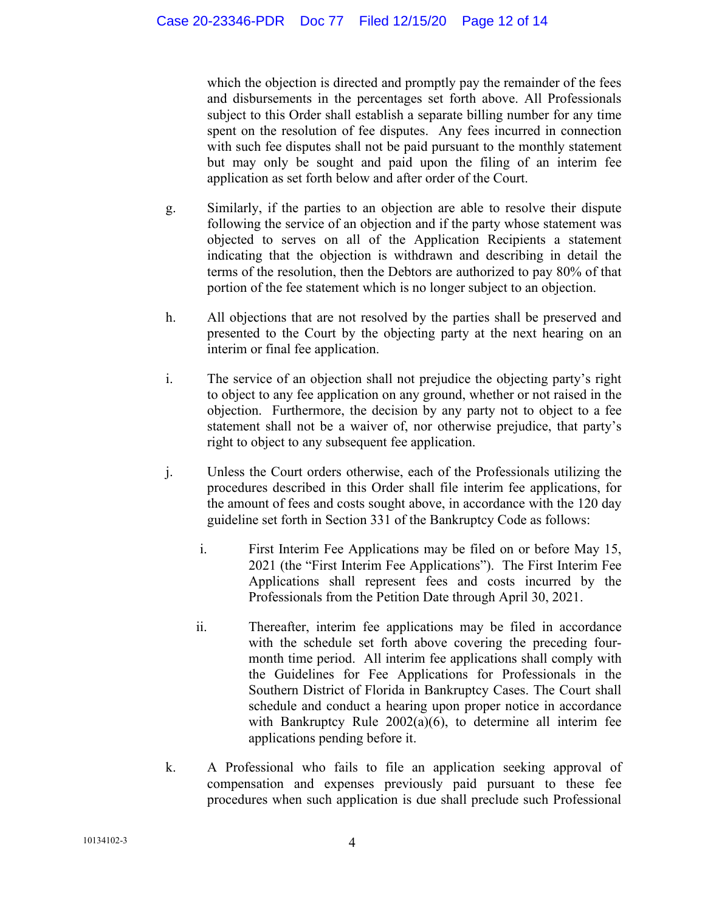which the objection is directed and promptly pay the remainder of the fees and disbursements in the percentages set forth above. All Professionals subject to this Order shall establish a separate billing number for any time spent on the resolution of fee disputes. Any fees incurred in connection with such fee disputes shall not be paid pursuant to the monthly statement but may only be sought and paid upon the filing of an interim fee application as set forth below and after order of the Court.

g. Similarly, if the parties to an objection are able to resolve their dispute following the service of an objection and if the party whose statement was objected to serves on all of the Application Recipients a statement indicating that the objection is withdrawn and describing in detail the terms of the resolution, then the Debtors are authorized to pay 80% of that portion of the fee statement which is no longer subject to an objection.

h. All objections that are not resolved by the parties shall be preserved and presented to the Court by the objecting party at the next hearing on an interim or final fee application.

i. The service of an objection shall not prejudice the objecting party's right to object to any fee application on any ground, whether or not raised in the objection. Furthermore, the decision by any party not to object to a fee statement shall not be a waiver of, nor otherwise prejudice, that party's right to object to any subsequent fee application.

j. Unless the Court orders otherwise, each of the Professionals utilizing the procedures described in this Order shall file interim fee applications, for the amount of fees and costs sought above, in accordance with the 120 day guideline set forth in Section 331 of the Bankruptcy Code as follows:

   i. First Interim Fee Applications may be filed on or before May 15, 2021 (the "First Interim Fee Applications"). The First Interim Fee Applications shall represent fees and costs incurred by the Professionals from the Petition Date through April 30, 2021.

   ii. Thereafter, interim fee applications may be filed in accordance with the schedule set forth above covering the preceding four-month time period. All interim fee applications shall comply with the Guidelines for Fee Applications for Professionals in the Southern District of Florida in Bankruptcy Cases. The Court shall schedule and conduct a hearing upon proper notice in accordance with Bankruptcy Rule 2002(a)(6), to determine all interim fee applications pending before it.

k. A Professional who fails to file an application seeking approval of compensation and expenses previously paid pursuant to these fee procedures when such application is due shall preclude such Professional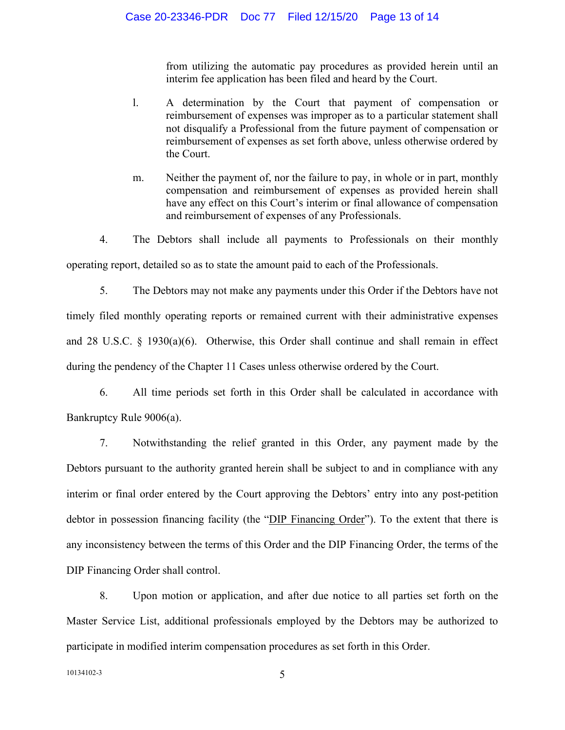from utilizing the automatic pay procedures as provided herein until an interim fee application has been filed and heard by the Court.

l. A determination by the Court that payment of compensation or reimbursement of expenses was improper as to a particular statement shall not disqualify a Professional from the future payment of compensation or reimbursement of expenses as set forth above, unless otherwise ordered by the Court.

m. Neither the payment of, nor the failure to pay, in whole or in part, monthly compensation and reimbursement of expenses as provided herein shall have any effect on this Court's interim or final allowance of compensation and reimbursement of expenses of any Professionals.

4. The Debtors shall include all payments to Professionals on their monthly operating report, detailed so as to state the amount paid to each of the Professionals.

5. The Debtors may not make any payments under this Order if the Debtors have not timely filed monthly operating reports or remained current with their administrative expenses and 28 U.S.C. § 1930(a)(6). Otherwise, this Order shall continue and shall remain in effect during the pendency of the Chapter 11 Cases unless otherwise ordered by the Court.

6. All time periods set forth in this Order shall be calculated in accordance with Bankruptcy Rule 9006(a).

7. Notwithstanding the relief granted in this Order, any payment made by the Debtors pursuant to the authority granted herein shall be subject to and in compliance with any interim or final order entered by the Court approving the Debtors' entry into any post-petition debtor in possession financing facility (the "DIP Financing Order"). To the extent that there is any inconsistency between the terms of this Order and the DIP Financing Order, the terms of the DIP Financing Order shall control.

8. Upon motion or application, and after due notice to all parties set forth on the Master Service List, additional professionals employed by the Debtors may be authorized to participate in modified interim compensation procedures as set forth in this Order.

10134102-3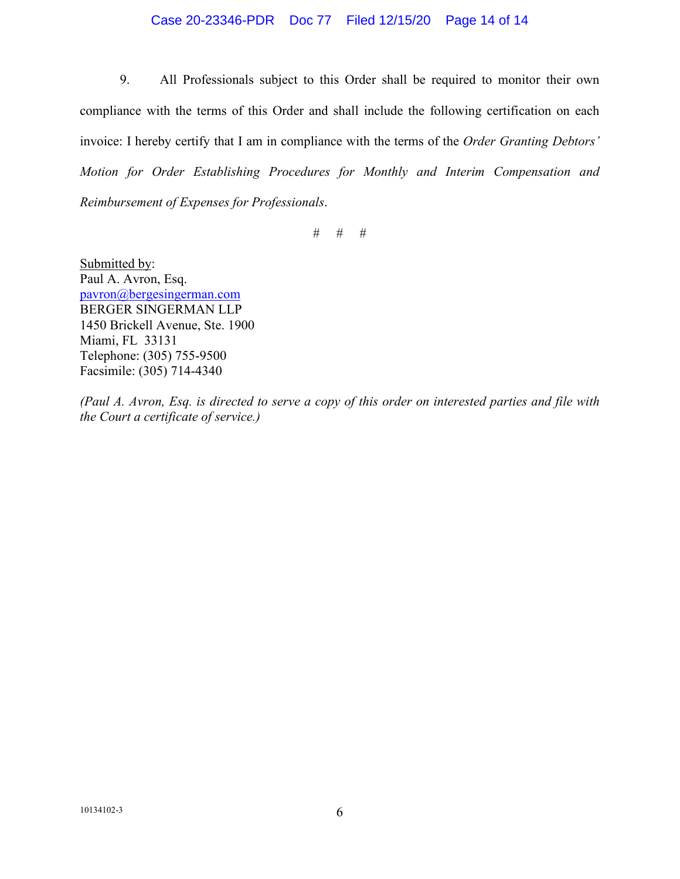9. All Professionals subject to this Order shall be required to monitor their own compliance with the terms of this Order and shall include the following certification on each invoice: I hereby certify that I am in compliance with the terms of the *Order Granting Debtors' Motion for Order Establishing Procedures for Monthly and Interim Compensation and Reimbursement of Expenses for Professionals*.

# # #

Submitted by:
Paul A. Avron, Esq.
pavron@bergesingerman.com
BERGER SINGERMAN LLP
1450 Brickell Avenue, Ste. 1900
Miami, FL 33131
Telephone: (305) 755-9500
Facsimile: (305) 714-4340

*(Paul A. Avron, Esq. is directed to serve a copy of this order on interested parties and file with the Court a certificate of service.)*

10134102-3